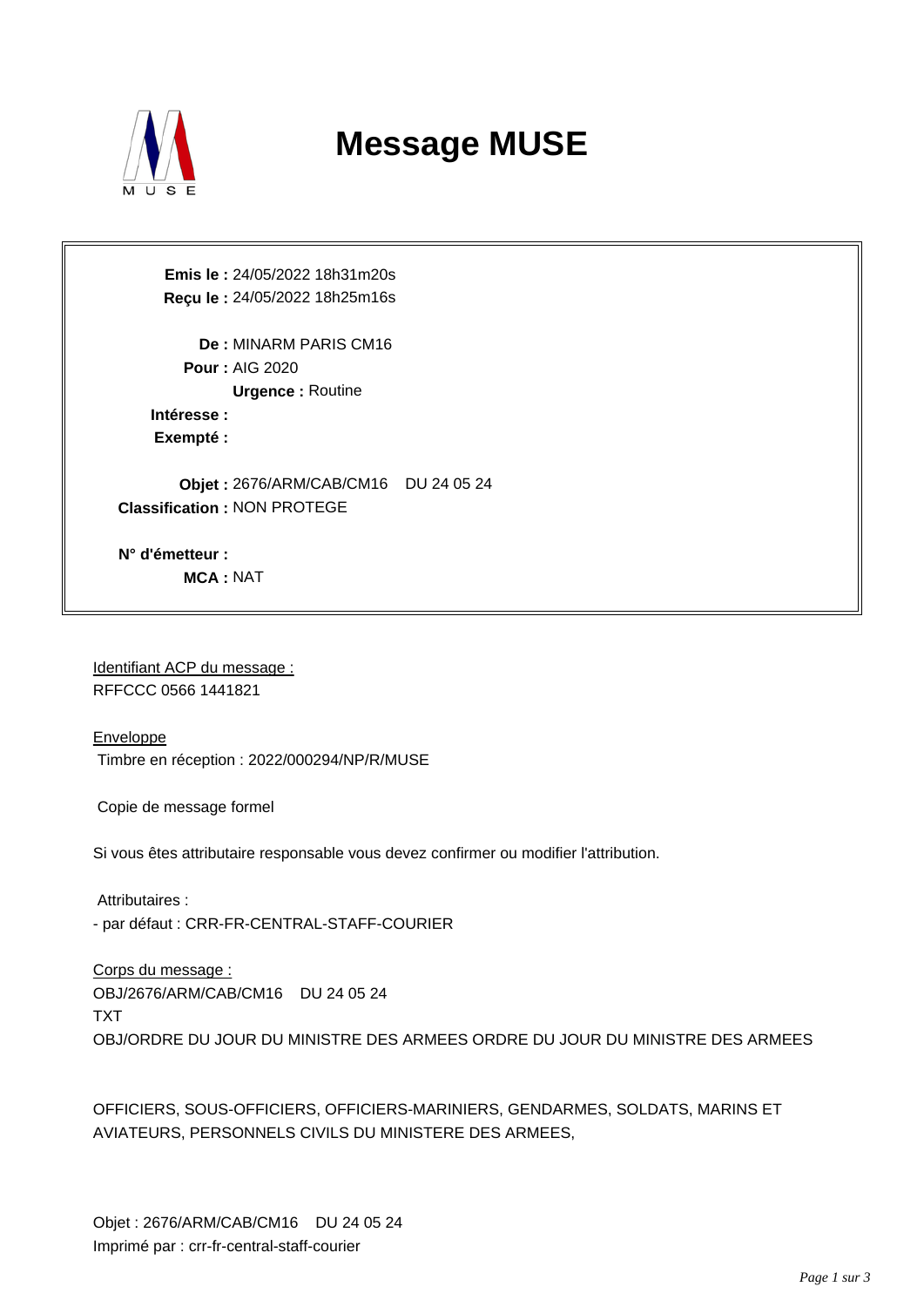# Message MUSE

**Emis le :** 24/05/2022 18h31m20s
**Reçu le :** 24/05/2022 18h25m16s

**De :** MINARM PARIS CM16
**Pour :** AIG 2020
**Urgence :** Routine
**Intéresse :**
**Exempté :**

**Objet :** 2676/ARM/CAB/CM16 DU 24 05 24
**Classification :** NON PROTEGE

**N° d'émetteur :**
**MCA :** NAT

Identifiant ACP du message :
RFFCCC 0566 1441821

Enveloppe
Timbre en réception : 2022/000294/NP/R/MUSE

Copie de message formel

Si vous êtes attributaire responsable vous devez confirmer ou modifier l'attribution.

Attributaires :
- par défaut : CRR-FR-CENTRAL-STAFF-COURIER

Corps du message :
OBJ/2676/ARM/CAB/CM16 DU 24 05 24
TXT
OBJ/ORDRE DU JOUR DU MINISTRE DES ARMEES ORDRE DU JOUR DU MINISTRE DES ARMEES

OFFICIERS, SOUS-OFFICIERS, OFFICIERS-MARINIERS, GENDARMES, SOLDATS, MARINS ET AVIATEURS, PERSONNELS CIVILS DU MINISTERE DES ARMEES,

Objet : 2676/ARM/CAB/CM16 DU 24 05 24
Imprimé par : crr-fr-central-staff-courier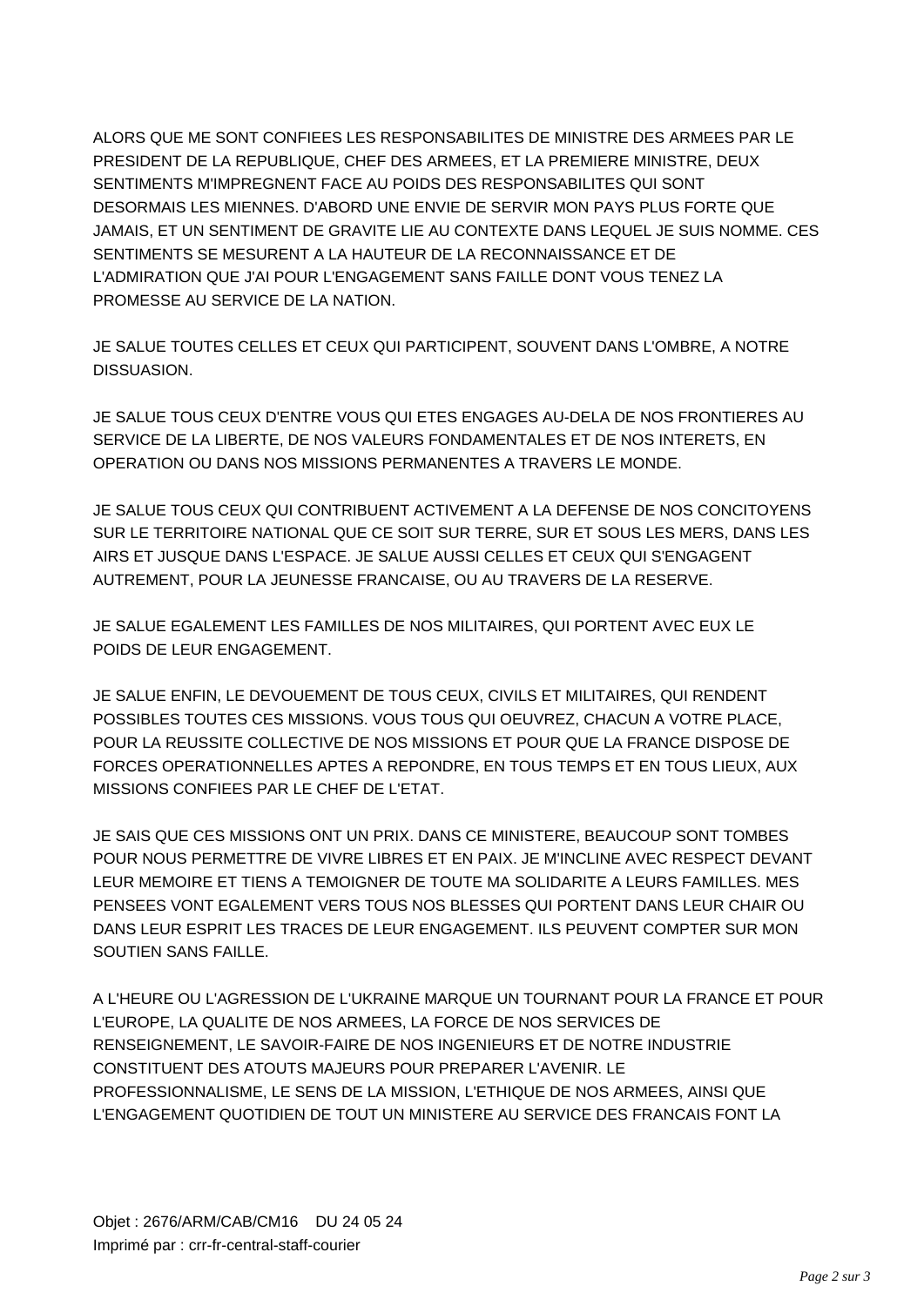ALORS QUE ME SONT CONFIEES LES RESPONSABILITES DE MINISTRE DES ARMEES PAR LE PRESIDENT DE LA REPUBLIQUE, CHEF DES ARMEES, ET LA PREMIERE MINISTRE, DEUX SENTIMENTS M'IMPREGNENT FACE AU POIDS DES RESPONSABILITES QUI SONT DESORMAIS LES MIENNES. D'ABORD UNE ENVIE DE SERVIR MON PAYS PLUS FORTE QUE JAMAIS, ET UN SENTIMENT DE GRAVITE LIE AU CONTEXTE DANS LEQUEL JE SUIS NOMME. CES SENTIMENTS SE MESURENT A LA HAUTEUR DE LA RECONNAISSANCE ET DE L'ADMIRATION QUE J'AI POUR L'ENGAGEMENT SANS FAILLE DONT VOUS TENEZ LA PROMESSE AU SERVICE DE LA NATION.

JE SALUE TOUTES CELLES ET CEUX QUI PARTICIPENT, SOUVENT DANS L'OMBRE, A NOTRE DISSUASION.

JE SALUE TOUS CEUX D'ENTRE VOUS QUI ETES ENGAGES AU-DELA DE NOS FRONTIERES AU SERVICE DE LA LIBERTE, DE NOS VALEURS FONDAMENTALES ET DE NOS INTERETS, EN OPERATION OU DANS NOS MISSIONS PERMANENTES A TRAVERS LE MONDE.

JE SALUE TOUS CEUX QUI CONTRIBUENT ACTIVEMENT A LA DEFENSE DE NOS CONCITOYENS SUR LE TERRITOIRE NATIONAL QUE CE SOIT SUR TERRE, SUR ET SOUS LES MERS, DANS LES AIRS ET JUSQUE DANS L'ESPACE. JE SALUE AUSSI CELLES ET CEUX QUI S'ENGAGENT AUTREMENT, POUR LA JEUNESSE FRANCAISE, OU AU TRAVERS DE LA RESERVE.

JE SALUE EGALEMENT LES FAMILLES DE NOS MILITAIRES, QUI PORTENT AVEC EUX LE POIDS DE LEUR ENGAGEMENT.

JE SALUE ENFIN, LE DEVOUEMENT DE TOUS CEUX, CIVILS ET MILITAIRES, QUI RENDENT POSSIBLES TOUTES CES MISSIONS. VOUS TOUS QUI OEUVREZ, CHACUN A VOTRE PLACE, POUR LA REUSSITE COLLECTIVE DE NOS MISSIONS ET POUR QUE LA FRANCE DISPOSE DE FORCES OPERATIONNELLES APTES A REPONDRE, EN TOUS TEMPS ET EN TOUS LIEUX, AUX MISSIONS CONFIEES PAR LE CHEF DE L'ETAT.

JE SAIS QUE CES MISSIONS ONT UN PRIX. DANS CE MINISTERE, BEAUCOUP SONT TOMBES POUR NOUS PERMETTRE DE VIVRE LIBRES ET EN PAIX. JE M'INCLINE AVEC RESPECT DEVANT LEUR MEMOIRE ET TIENS A TEMOIGNER DE TOUTE MA SOLIDARITE A LEURS FAMILLES. MES PENSEES VONT EGALEMENT VERS TOUS NOS BLESSES QUI PORTENT DANS LEUR CHAIR OU DANS LEUR ESPRIT LES TRACES DE LEUR ENGAGEMENT. ILS PEUVENT COMPTER SUR MON SOUTIEN SANS FAILLE.

A L'HEURE OU L'AGRESSION DE L'UKRAINE MARQUE UN TOURNANT POUR LA FRANCE ET POUR L'EUROPE, LA QUALITE DE NOS ARMEES, LA FORCE DE NOS SERVICES DE RENSEIGNEMENT, LE SAVOIR-FAIRE DE NOS INGENIEURS ET DE NOTRE INDUSTRIE CONSTITUENT DES ATOUTS MAJEURS POUR PREPARER L'AVENIR. LE PROFESSIONNALISME, LE SENS DE LA MISSION, L'ETHIQUE DE NOS ARMEES, AINSI QUE L'ENGAGEMENT QUOTIDIEN DE TOUT UN MINISTERE AU SERVICE DES FRANCAIS FONT LA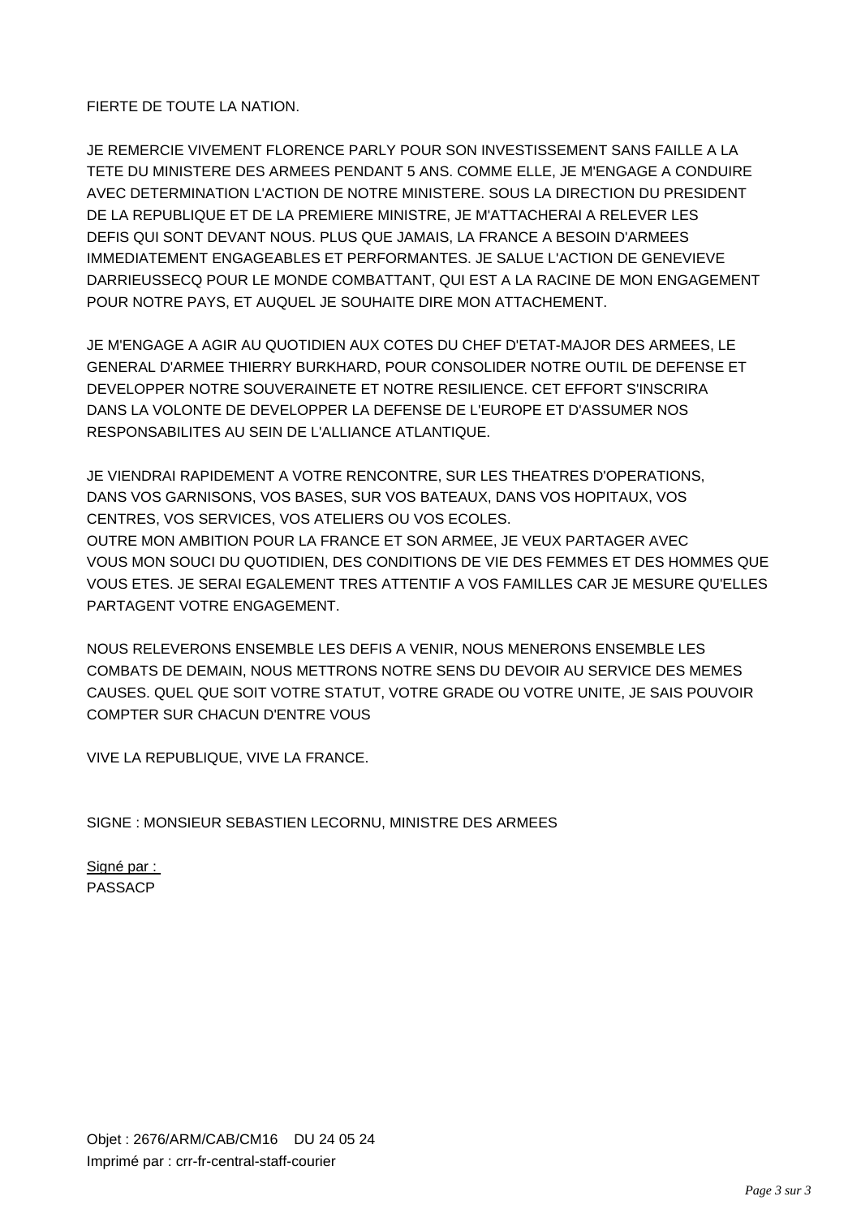FIERTE DE TOUTE LA NATION.

JE REMERCIE VIVEMENT FLORENCE PARLY POUR SON INVESTISSEMENT SANS FAILLE A LA TETE DU MINISTERE DES ARMEES PENDANT 5 ANS. COMME ELLE, JE M'ENGAGE A CONDUIRE AVEC DETERMINATION L'ACTION DE NOTRE MINISTERE. SOUS LA DIRECTION DU PRESIDENT DE LA REPUBLIQUE ET DE LA PREMIERE MINISTRE, JE M'ATTACHERAI A RELEVER LES DEFIS QUI SONT DEVANT NOUS. PLUS QUE JAMAIS, LA FRANCE A BESOIN D'ARMEES IMMEDIATEMENT ENGAGEABLES ET PERFORMANTES. JE SALUE L'ACTION DE GENEVIEVE DARRIEUSSECQ POUR LE MONDE COMBATTANT, QUI EST A LA RACINE DE MON ENGAGEMENT POUR NOTRE PAYS, ET AUQUEL JE SOUHAITE DIRE MON ATTACHEMENT.

JE M'ENGAGE A AGIR AU QUOTIDIEN AUX COTES DU CHEF D'ETAT-MAJOR DES ARMEES, LE GENERAL D'ARMEE THIERRY BURKHARD, POUR CONSOLIDER NOTRE OUTIL DE DEFENSE ET DEVELOPPER NOTRE SOUVERAINETE ET NOTRE RESILIENCE. CET EFFORT S'INSCRIRA DANS LA VOLONTE DE DEVELOPPER LA DEFENSE DE L'EUROPE ET D'ASSUMER NOS RESPONSABILITES AU SEIN DE L'ALLIANCE ATLANTIQUE.

JE VIENDRAI RAPIDEMENT A VOTRE RENCONTRE, SUR LES THEATRES D'OPERATIONS, DANS VOS GARNISONS, VOS BASES, SUR VOS BATEAUX, DANS VOS HOPITAUX, VOS CENTRES, VOS SERVICES, VOS ATELIERS OU VOS ECOLES.
OUTRE MON AMBITION POUR LA FRANCE ET SON ARMEE, JE VEUX PARTAGER AVEC VOUS MON SOUCI DU QUOTIDIEN, DES CONDITIONS DE VIE DES FEMMES ET DES HOMMES QUE VOUS ETES. JE SERAI EGALEMENT TRES ATTENTIF A VOS FAMILLES CAR JE MESURE QU'ELLES PARTAGENT VOTRE ENGAGEMENT.

NOUS RELEVERONS ENSEMBLE LES DEFIS A VENIR, NOUS MENERONS ENSEMBLE LES COMBATS DE DEMAIN, NOUS METTRONS NOTRE SENS DU DEVOIR AU SERVICE DES MEMES CAUSES. QUEL QUE SOIT VOTRE STATUT, VOTRE GRADE OU VOTRE UNITE, JE SAIS POUVOIR COMPTER SUR CHACUN D'ENTRE VOUS

VIVE LA REPUBLIQUE, VIVE LA FRANCE.

SIGNE : MONSIEUR SEBASTIEN LECORNU, MINISTRE DES ARMEES

Signé par :
PASSACP

Objet : 2676/ARM/CAB/CM16 DU 24 05 24
Imprimé par : crr-fr-central-staff-courier